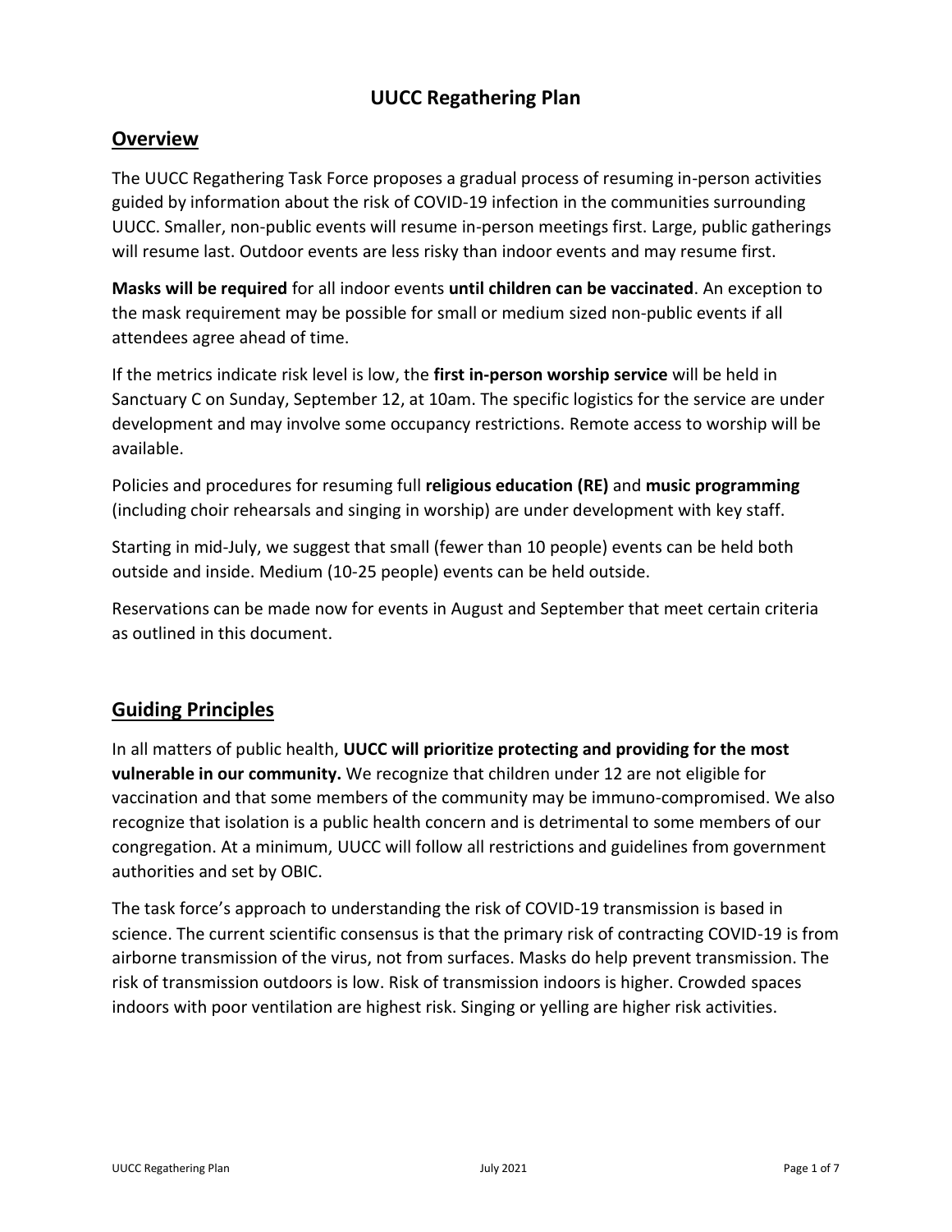# UUCC Regathering Plan

## Overview

The UUCC Regathering Task Force proposes a gradual process of resuming in-person activities guided by information about the risk of COVID-19 infection in the communities surrounding UUCC. Smaller, non-public events will resume in-person meetings first. Large, public gatherings will resume last. Outdoor events are less risky than indoor events and may resume first.

**Masks will be required** for all indoor events **until children can be vaccinated**. An exception to the mask requirement may be possible for small or medium sized non-public events if all attendees agree ahead of time.

If the metrics indicate risk level is low, the **first in-person worship service** will be held in Sanctuary C on Sunday, September 12, at 10am. The specific logistics for the service are under development and may involve some occupancy restrictions. Remote access to worship will be available.

Policies and procedures for resuming full **religious education (RE)** and **music programming** (including choir rehearsals and singing in worship) are under development with key staff.

Starting in mid-July, we suggest that small (fewer than 10 people) events can be held both outside and inside. Medium (10-25 people) events can be held outside.

Reservations can be made now for events in August and September that meet certain criteria as outlined in this document.

## Guiding Principles

In all matters of public health, **UUCC will prioritize protecting and providing for the most vulnerable in our community.** We recognize that children under 12 are not eligible for vaccination and that some members of the community may be immuno-compromised. We also recognize that isolation is a public health concern and is detrimental to some members of our congregation. At a minimum, UUCC will follow all restrictions and guidelines from government authorities and set by OBIC.

The task force's approach to understanding the risk of COVID-19 transmission is based in science. The current scientific consensus is that the primary risk of contracting COVID-19 is from airborne transmission of the virus, not from surfaces. Masks do help prevent transmission. The risk of transmission outdoors is low. Risk of transmission indoors is higher. Crowded spaces indoors with poor ventilation are highest risk. Singing or yelling are higher risk activities.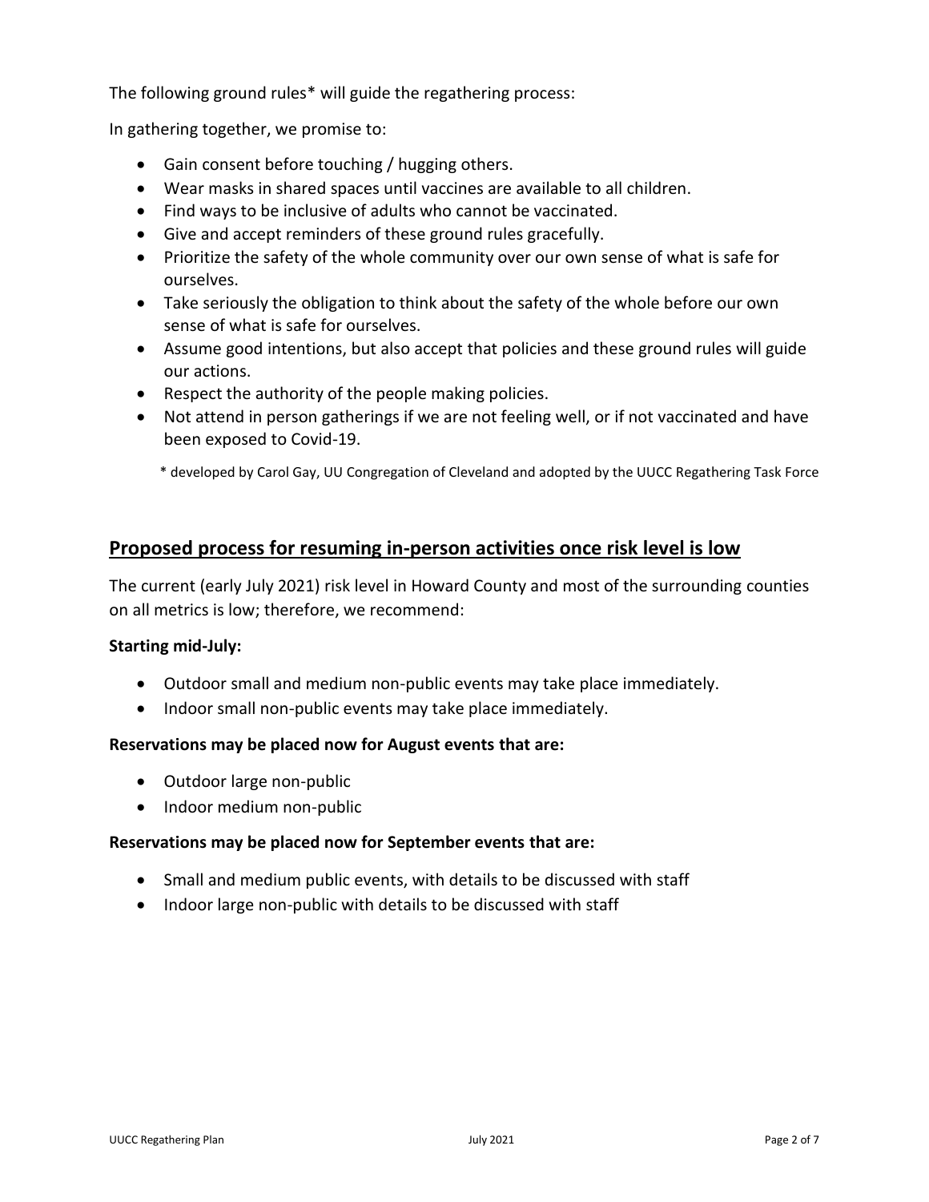The following ground rules* will guide the regathering process:

In gathering together, we promise to:

- Gain consent before touching / hugging others.
- Wear masks in shared spaces until vaccines are available to all children.
- Find ways to be inclusive of adults who cannot be vaccinated.
- Give and accept reminders of these ground rules gracefully.
- Prioritize the safety of the whole community over our own sense of what is safe for ourselves.
- Take seriously the obligation to think about the safety of the whole before our own sense of what is safe for ourselves.
- Assume good intentions, but also accept that policies and these ground rules will guide our actions.
- Respect the authority of the people making policies.
- Not attend in person gatherings if we are not feeling well, or if not vaccinated and have been exposed to Covid-19.

\* developed by Carol Gay, UU Congregation of Cleveland and adopted by the UUCC Regathering Task Force

## Proposed process for resuming in-person activities once risk level is low

The current (early July 2021) risk level in Howard County and most of the surrounding counties on all metrics is low; therefore, we recommend:

**Starting mid-July:**

- Outdoor small and medium non-public events may take place immediately.
- Indoor small non-public events may take place immediately.

**Reservations may be placed now for August events that are:**

- Outdoor large non-public
- Indoor medium non-public

**Reservations may be placed now for September events that are:**

- Small and medium public events, with details to be discussed with staff
- Indoor large non-public with details to be discussed with staff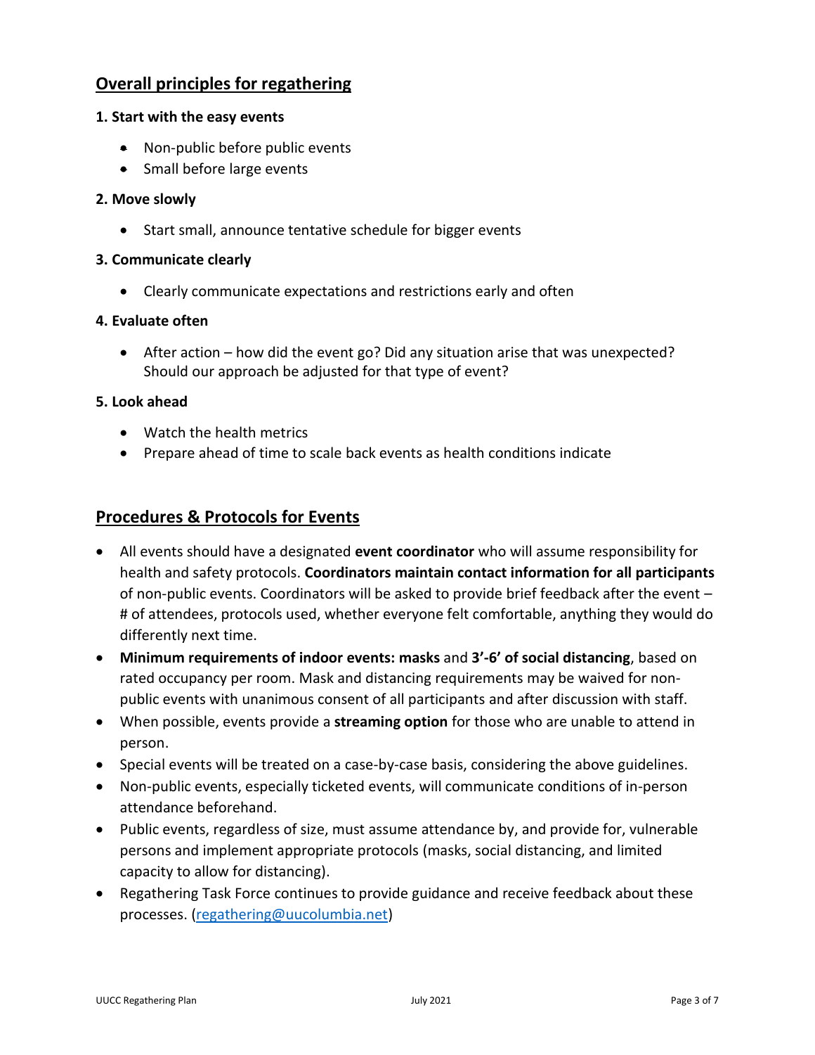## Overall principles for regathering

**1. Start with the easy events**

- Non-public before public events
- Small before large events

**2. Move slowly**

- Start small, announce tentative schedule for bigger events

**3. Communicate clearly**

- Clearly communicate expectations and restrictions early and often

**4. Evaluate often**

- After action – how did the event go? Did any situation arise that was unexpected? Should our approach be adjusted for that type of event?

**5. Look ahead**

- Watch the health metrics
- Prepare ahead of time to scale back events as health conditions indicate

## Procedures & Protocols for Events

- All events should have a designated **event coordinator** who will assume responsibility for health and safety protocols. **Coordinators maintain contact information for all participants** of non-public events. Coordinators will be asked to provide brief feedback after the event – # of attendees, protocols used, whether everyone felt comfortable, anything they would do differently next time.
- **Minimum requirements of indoor events: masks** and **3'-6' of social distancing**, based on rated occupancy per room. Mask and distancing requirements may be waived for non-public events with unanimous consent of all participants and after discussion with staff.
- When possible, events provide a **streaming option** for those who are unable to attend in person.
- Special events will be treated on a case-by-case basis, considering the above guidelines.
- Non-public events, especially ticketed events, will communicate conditions of in-person attendance beforehand.
- Public events, regardless of size, must assume attendance by, and provide for, vulnerable persons and implement appropriate protocols (masks, social distancing, and limited capacity to allow for distancing).
- Regathering Task Force continues to provide guidance and receive feedback about these processes. ([regathering@uucolumbia.net](mailto:regathering@uucolumbia.net))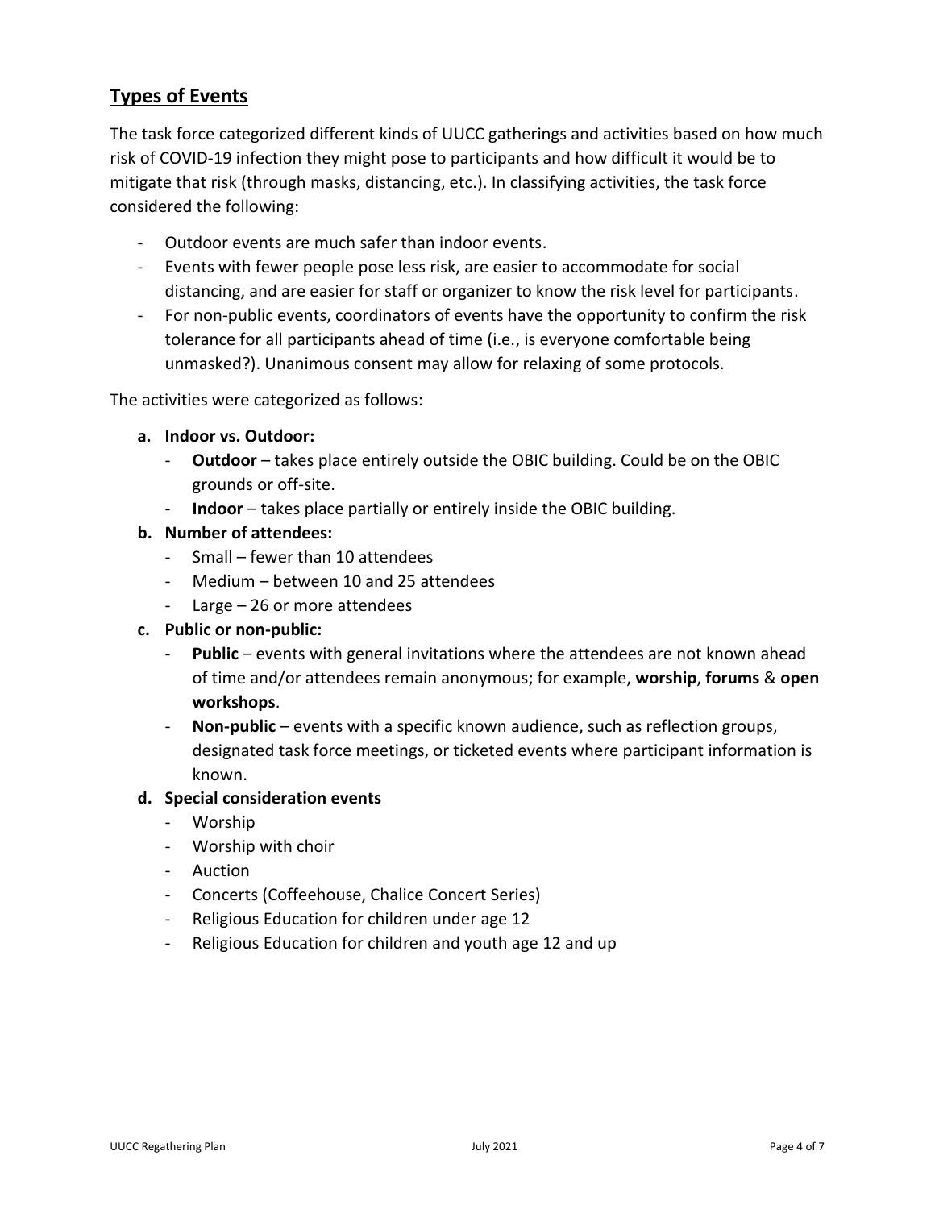## Types of Events

The task force categorized different kinds of UUCC gatherings and activities based on how much risk of COVID-19 infection they might pose to participants and how difficult it would be to mitigate that risk (through masks, distancing, etc.). In classifying activities, the task force considered the following:

- Outdoor events are much safer than indoor events.
- Events with fewer people pose less risk, are easier to accommodate for social distancing, and are easier for staff or organizer to know the risk level for participants.
- For non-public events, coordinators of events have the opportunity to confirm the risk tolerance for all participants ahead of time (i.e., is everyone comfortable being unmasked?). Unanimous consent may allow for relaxing of some protocols.

The activities were categorized as follows:

a. **Indoor vs. Outdoor:**
   - **Outdoor** – takes place entirely outside the OBIC building. Could be on the OBIC grounds or off-site.
   - **Indoor** – takes place partially or entirely inside the OBIC building.

b. **Number of attendees:**
   - Small – fewer than 10 attendees
   - Medium – between 10 and 25 attendees
   - Large – 26 or more attendees

c. **Public or non-public:**
   - **Public** – events with general invitations where the attendees are not known ahead of time and/or attendees remain anonymous; for example, **worship**, **forums** & **open workshops**.
   - **Non-public** – events with a specific known audience, such as reflection groups, designated task force meetings, or ticketed events where participant information is known.

d. **Special consideration events**
   - Worship
   - Worship with choir
   - Auction
   - Concerts (Coffeehouse, Chalice Concert Series)
   - Religious Education for children under age 12
   - Religious Education for children and youth age 12 and up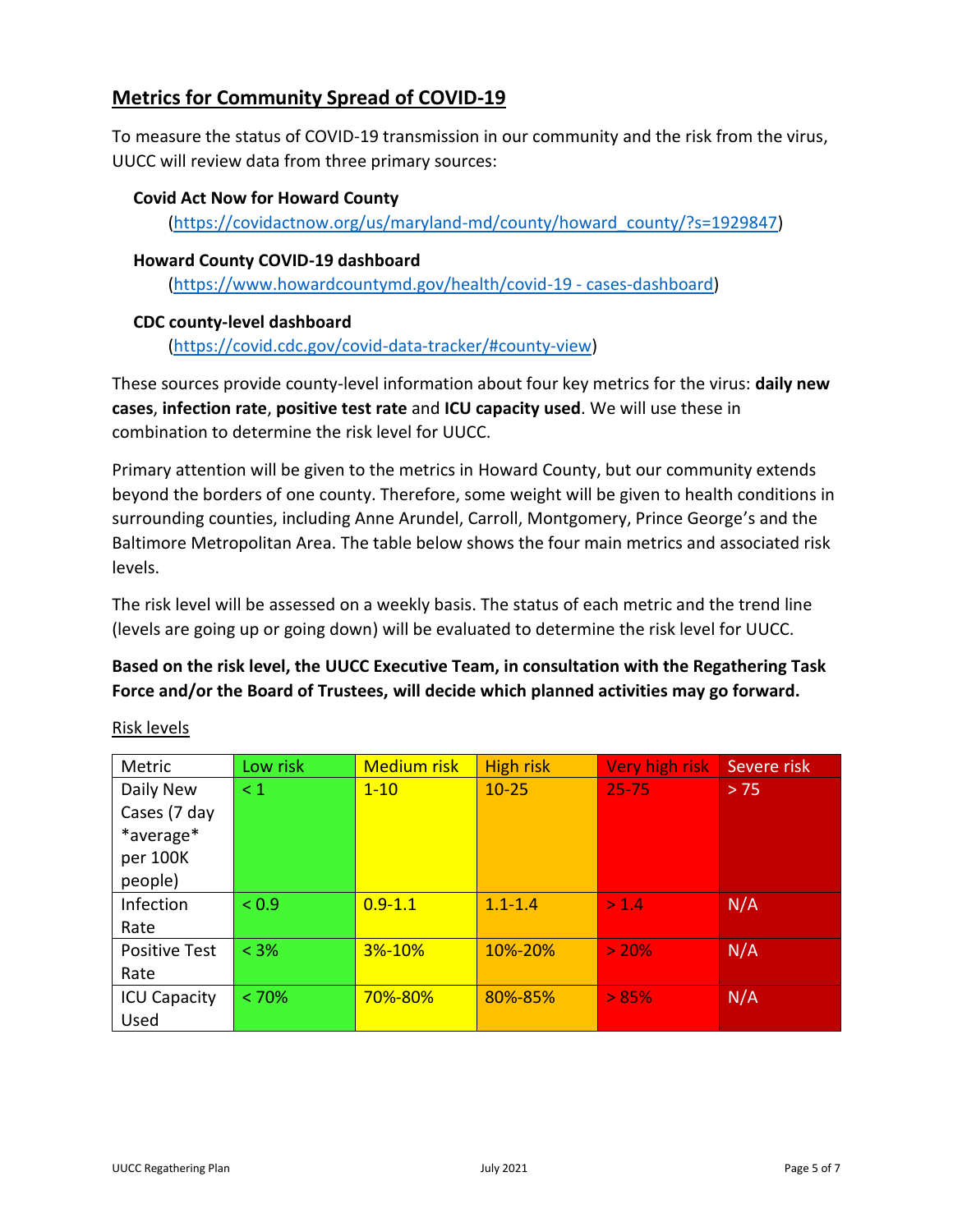## Metrics for Community Spread of COVID-19

To measure the status of COVID-19 transmission in our community and the risk from the virus, UUCC will review data from three primary sources:

**Covid Act Now for Howard County**
(https://covidactnow.org/us/maryland-md/county/howard_county/?s=1929847)

**Howard County COVID-19 dashboard**
(https://www.howardcountymd.gov/health/covid-19 - cases-dashboard)

**CDC county-level dashboard**
(https://covid.cdc.gov/covid-data-tracker/#county-view)

These sources provide county-level information about four key metrics for the virus: **daily new cases**, **infection rate**, **positive test rate** and **ICU capacity used**. We will use these in combination to determine the risk level for UUCC.

Primary attention will be given to the metrics in Howard County, but our community extends beyond the borders of one county. Therefore, some weight will be given to health conditions in surrounding counties, including Anne Arundel, Carroll, Montgomery, Prince George's and the Baltimore Metropolitan Area. The table below shows the four main metrics and associated risk levels.

The risk level will be assessed on a weekly basis. The status of each metric and the trend line (levels are going up or going down) will be evaluated to determine the risk level for UUCC.

**Based on the risk level, the UUCC Executive Team, in consultation with the Regathering Task Force and/or the Board of Trustees, will decide which planned activities may go forward.**

Risk levels

| Metric | Low risk | Medium risk | High risk | Very high risk | Severe risk |
|---|---|---|---|---|---|
| Daily New Cases (7 day *average* per 100K people) | < 1 | 1-10 | 10-25 | 25-75 | > 75 |
| Infection Rate | < 0.9 | 0.9-1.1 | 1.1-1.4 | > 1.4 | N/A |
| Positive Test Rate | < 3% | 3%-10% | 10%-20% | > 20% | N/A |
| ICU Capacity Used | < 70% | 70%-80% | 80%-85% | > 85% | N/A |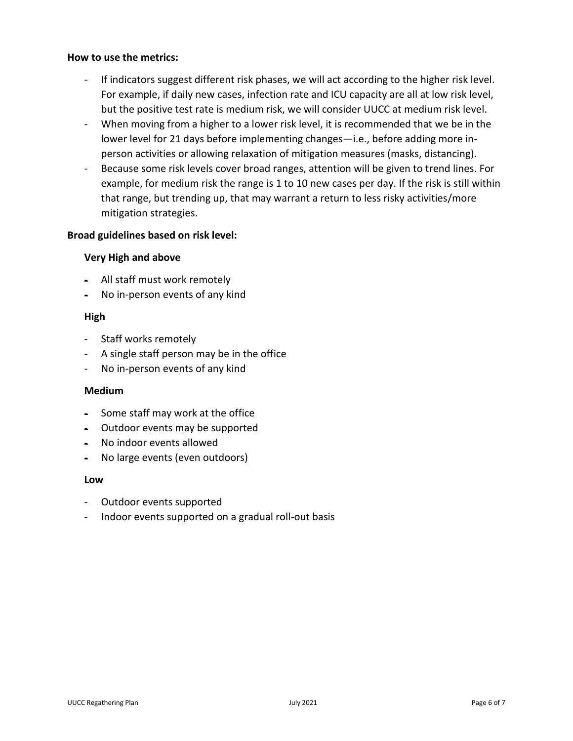**How to use the metrics:**

- If indicators suggest different risk phases, we will act according to the higher risk level. For example, if daily new cases, infection rate and ICU capacity are all at low risk level, but the positive test rate is medium risk, we will consider UUCC at medium risk level.
- When moving from a higher to a lower risk level, it is recommended that we be in the lower level for 21 days before implementing changes—i.e., before adding more in-person activities or allowing relaxation of mitigation measures (masks, distancing).
- Because some risk levels cover broad ranges, attention will be given to trend lines. For example, for medium risk the range is 1 to 10 new cases per day. If the risk is still within that range, but trending up, that may warrant a return to less risky activities/more mitigation strategies.

**Broad guidelines based on risk level:**

**Very High and above**

- All staff must work remotely
- No in-person events of any kind

**High**

- Staff works remotely
- A single staff person may be in the office
- No in-person events of any kind

**Medium**

- Some staff may work at the office
- Outdoor events may be supported
- No indoor events allowed
- No large events (even outdoors)

**Low**

- Outdoor events supported
- Indoor events supported on a gradual roll-out basis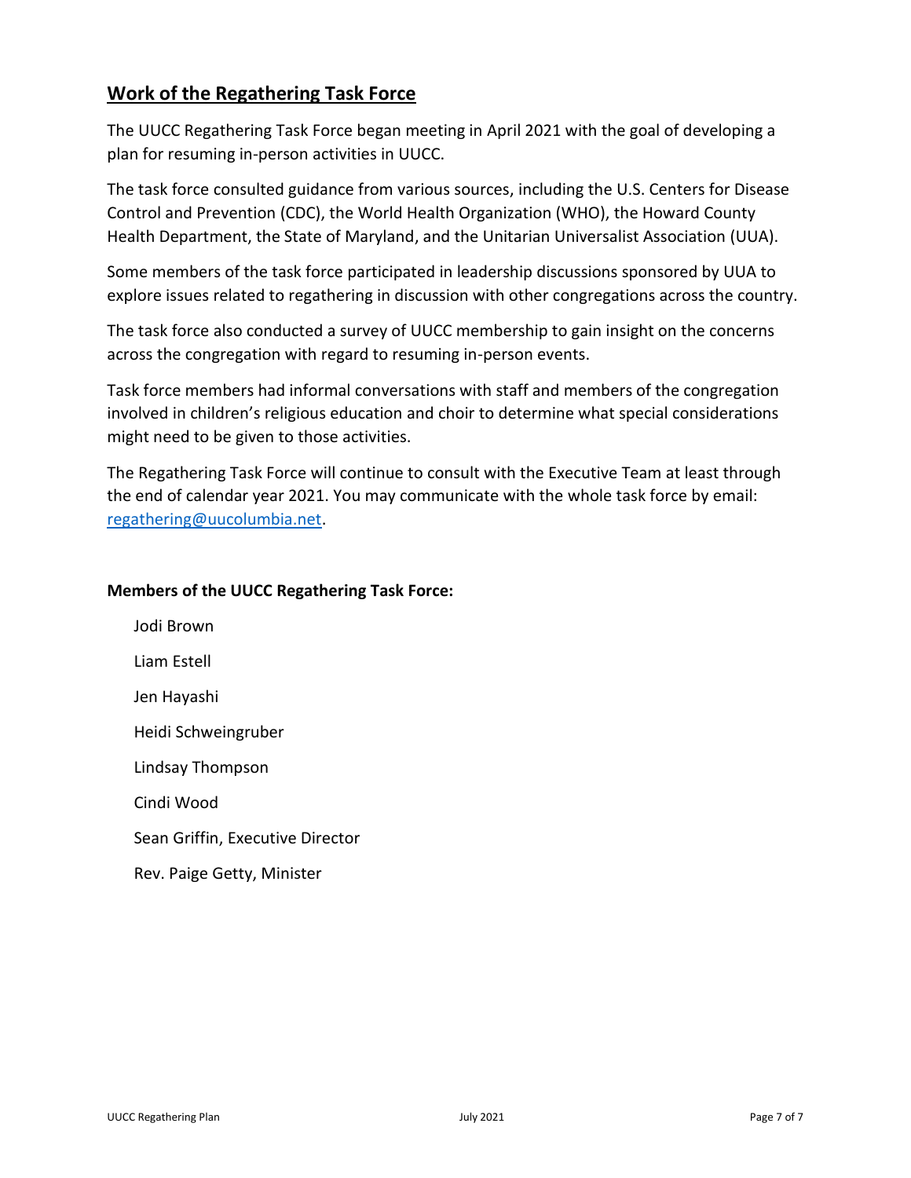## Work of the Regathering Task Force

The UUCC Regathering Task Force began meeting in April 2021 with the goal of developing a plan for resuming in-person activities in UUCC.

The task force consulted guidance from various sources, including the U.S. Centers for Disease Control and Prevention (CDC), the World Health Organization (WHO), the Howard County Health Department, the State of Maryland, and the Unitarian Universalist Association (UUA).

Some members of the task force participated in leadership discussions sponsored by UUA to explore issues related to regathering in discussion with other congregations across the country.

The task force also conducted a survey of UUCC membership to gain insight on the concerns across the congregation with regard to resuming in-person events.

Task force members had informal conversations with staff and members of the congregation involved in children's religious education and choir to determine what special considerations might need to be given to those activities.

The Regathering Task Force will continue to consult with the Executive Team at least through the end of calendar year 2021. You may communicate with the whole task force by email: regathering@uucolumbia.net.

**Members of the UUCC Regathering Task Force:**

Jodi Brown

Liam Estell

Jen Hayashi

Heidi Schweingruber

Lindsay Thompson

Cindi Wood

Sean Griffin, Executive Director

Rev. Paige Getty, Minister